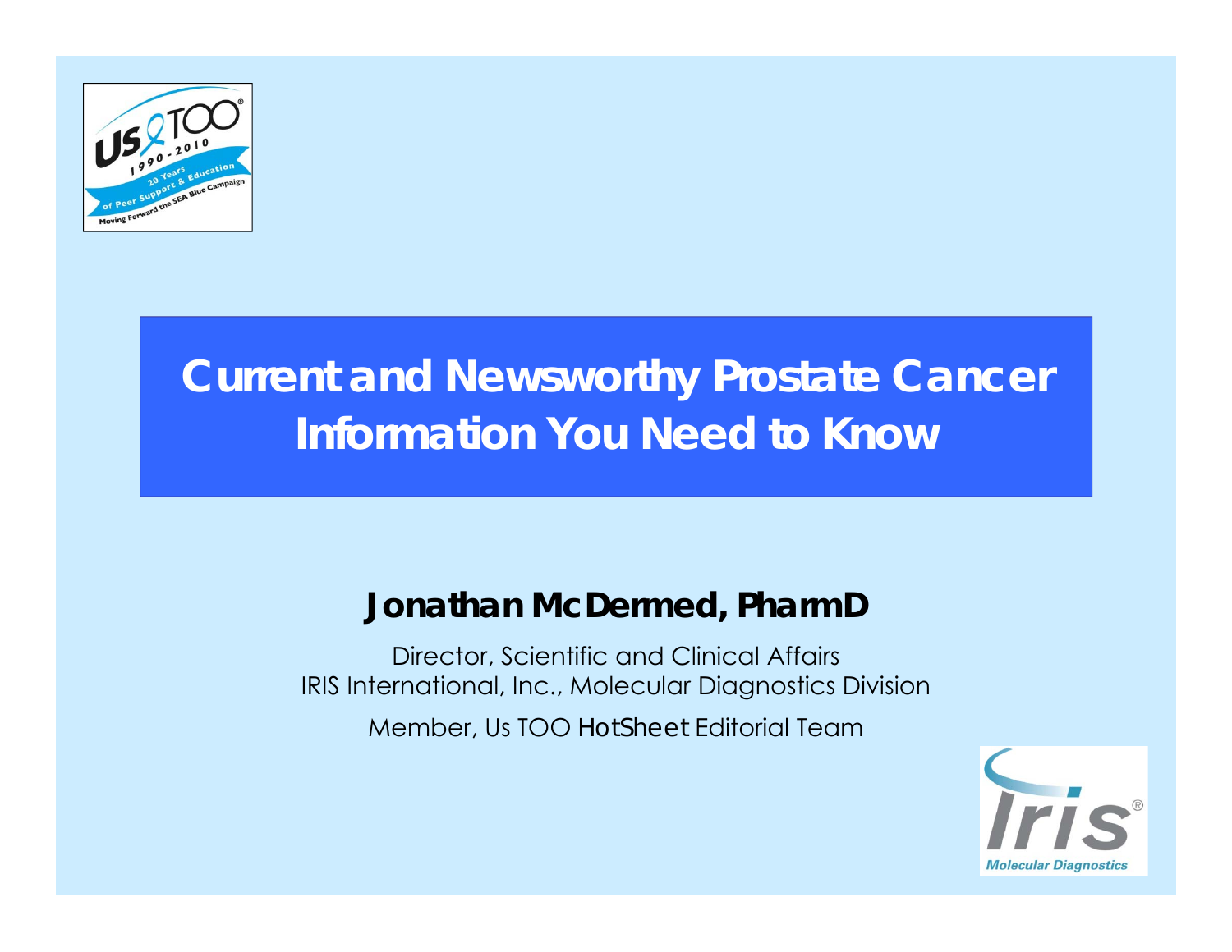# Current and Newsworthy Prostate Cancer Information You Need to Know

**Jonathan McDermed, PharmD**

Director, Scientific and Clinical Affairs
IRIS International, Inc., Molecular Diagnostics Division

Member, Us TOO *HotSheet* Editorial Team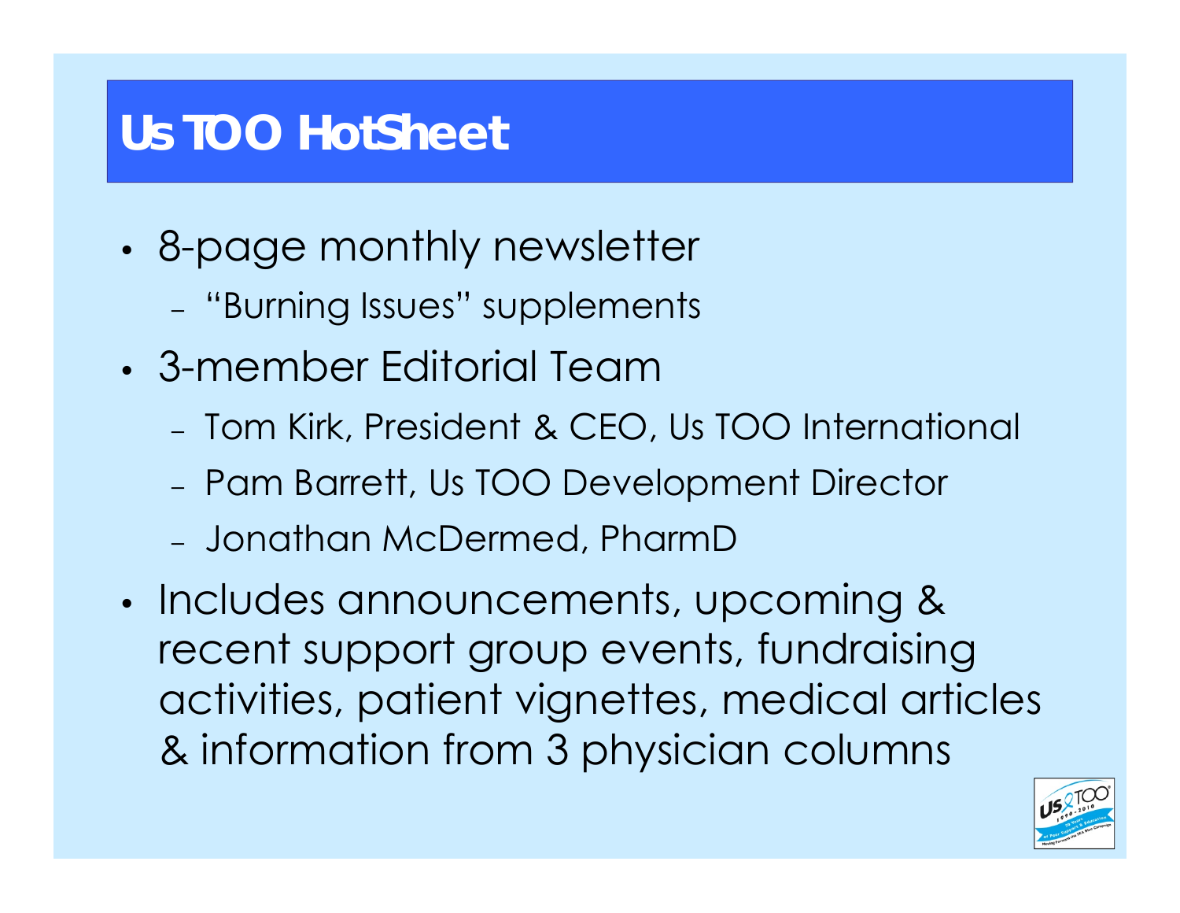# Us TOO HotSheet

- 8-page monthly newsletter
  - "Burning Issues" supplements
- 3-member Editorial Team
  - Tom Kirk, President & CEO, Us TOO International
  - Pam Barrett, Us TOO Development Director
  - Jonathan McDermed, PharmD
- Includes announcements, upcoming & recent support group events, fundraising activities, patient vignettes, medical articles & information from 3 physician columns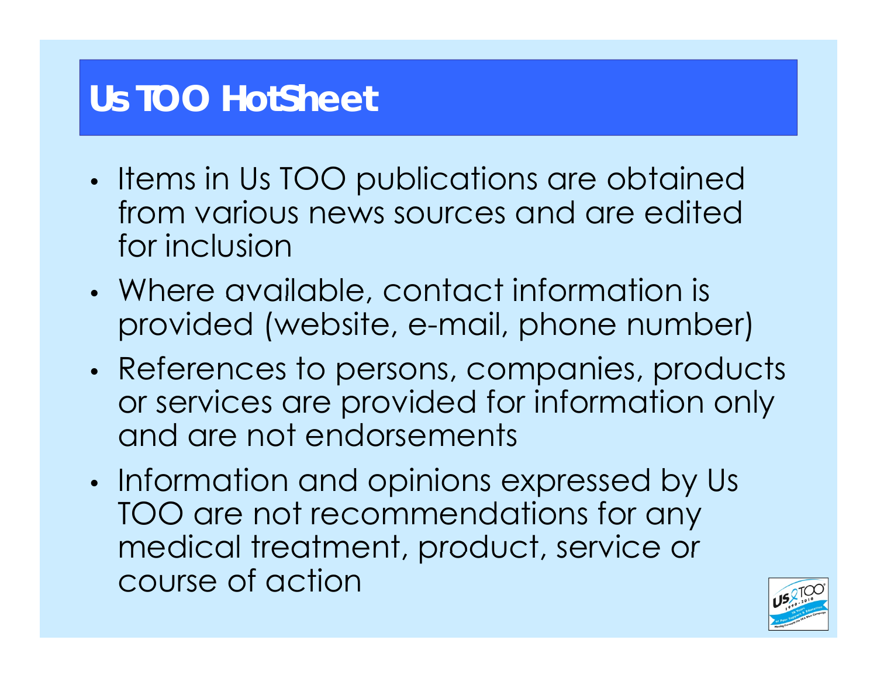# Us TOO HotSheet

- Items in Us TOO publications are obtained from various news sources and are edited for inclusion
- Where available, contact information is provided (website, e-mail, phone number)
- References to persons, companies, products or services are provided for information only and are not endorsements
- Information and opinions expressed by Us TOO are not recommendations for any medical treatment, product, service or course of action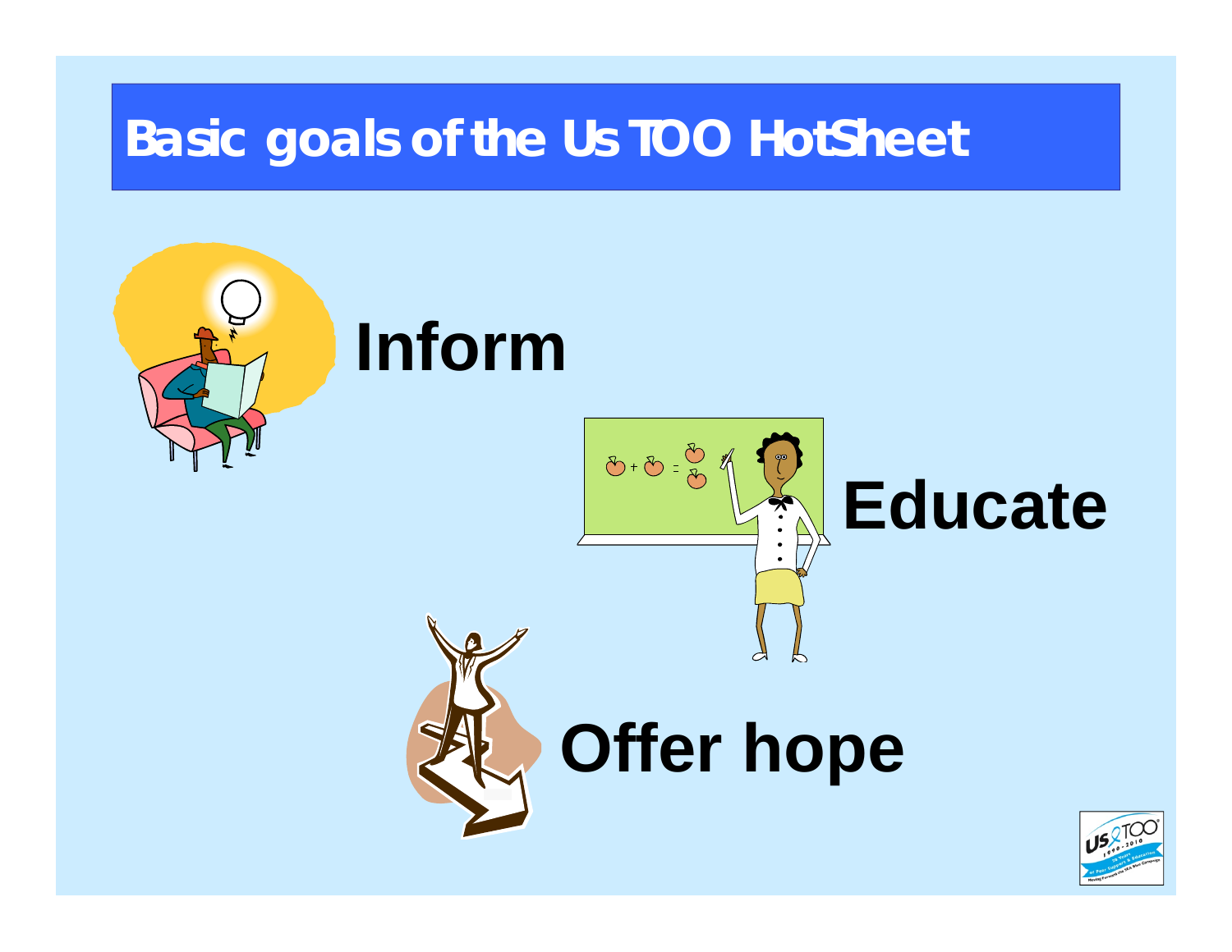# Basic goals of the Us TOO HotSheet

Inform

Educate

Offer hope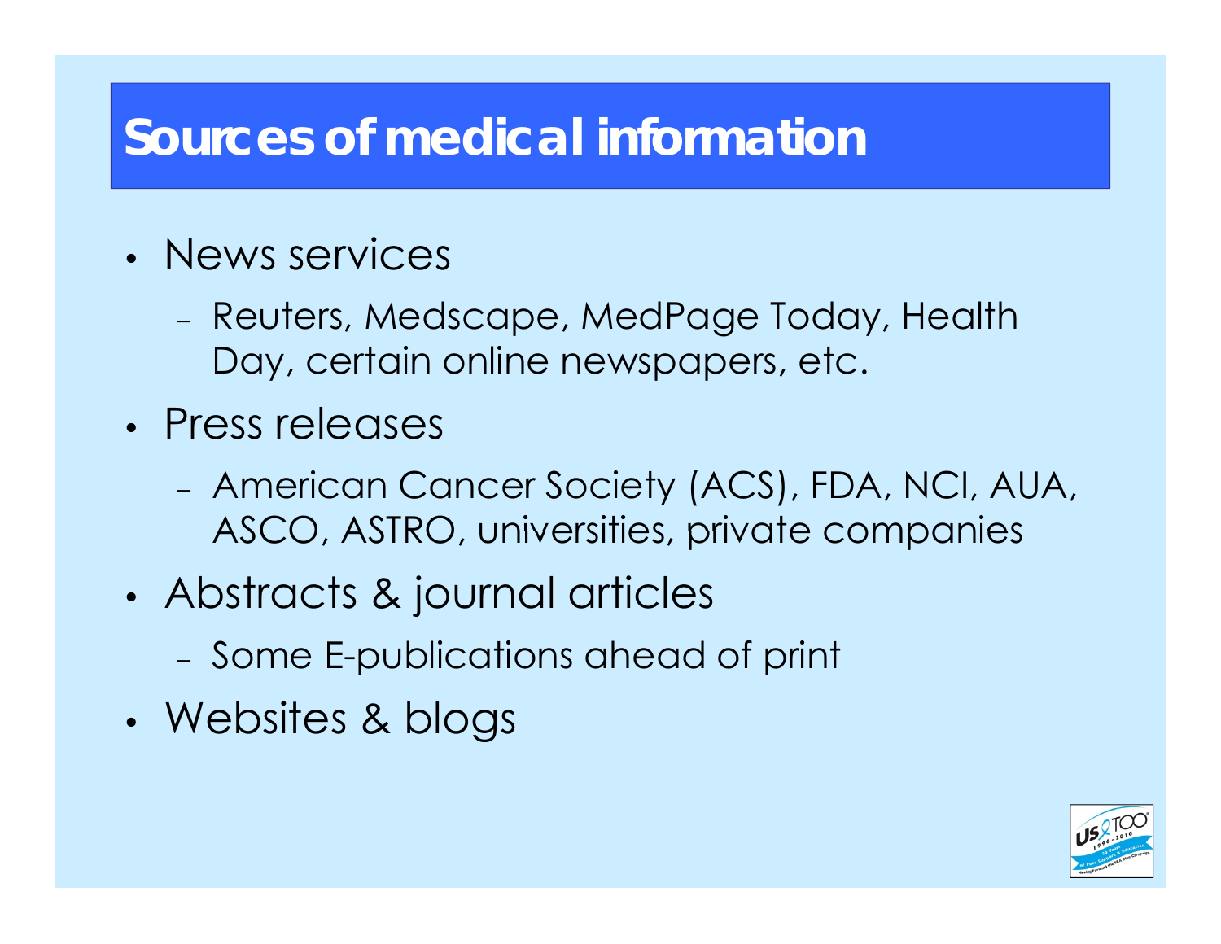# Sources of medical information

- News services
  - Reuters, Medscape, MedPage Today, Health Day, certain online newspapers, etc.
- Press releases
  - American Cancer Society (ACS), FDA, NCI, AUA, ASCO, ASTRO, universities, private companies
- Abstracts & journal articles
  - Some E-publications ahead of print
- Websites & blogs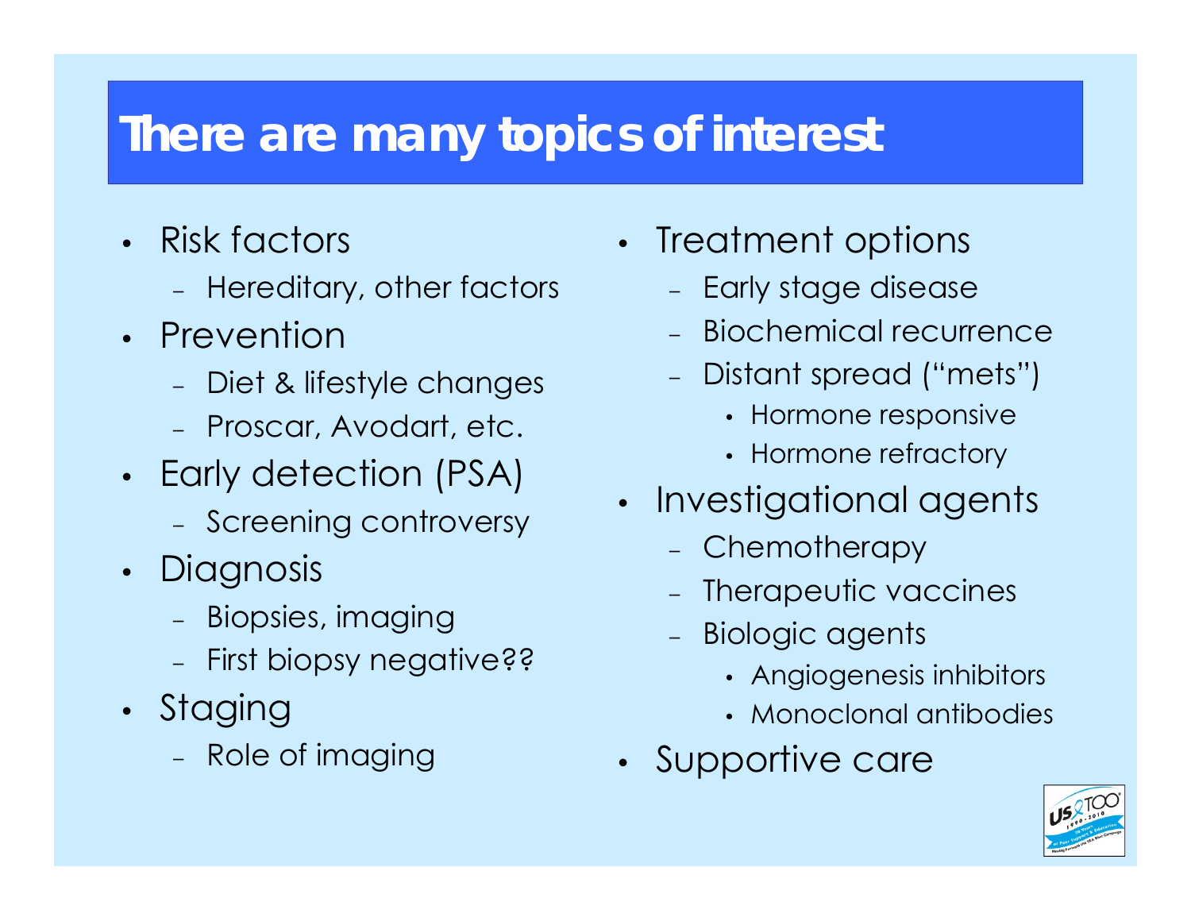# There are many topics of interest

- Risk factors
  - Hereditary, other factors
- Prevention
  - Diet & lifestyle changes
  - Proscar, Avodart, etc.
- Early detection (PSA)
  - Screening controversy
- Diagnosis
  - Biopsies, imaging
  - First biopsy negative??
- Staging
  - Role of imaging
- Treatment options
  - Early stage disease
  - Biochemical recurrence
  - Distant spread ("mets")
    - Hormone responsive
    - Hormone refractory
- Investigational agents
  - Chemotherapy
  - Therapeutic vaccines
  - Biologic agents
    - Angiogenesis inhibitors
    - Monoclonal antibodies
- Supportive care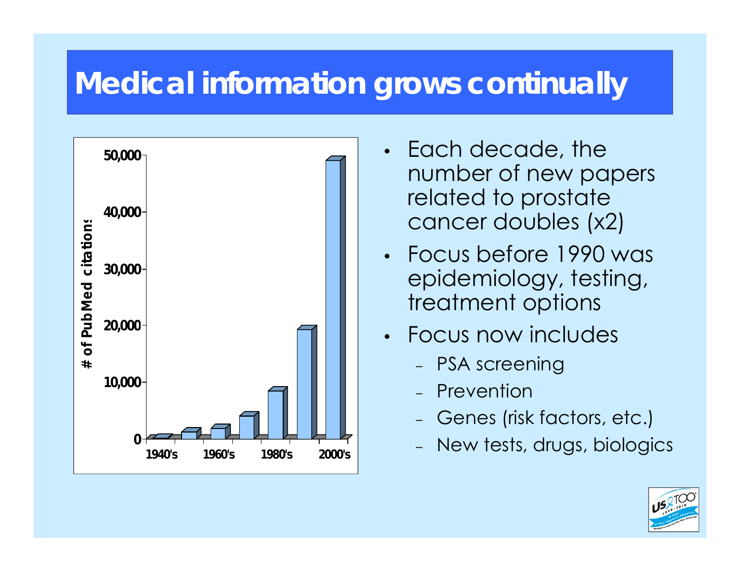# Medical information grows continually

# of PubMed citations

50,000
40,000
30,000
20,000
10,000
0

1940's
1960's
1980's
2000's

- Each decade, the number of new papers related to prostate cancer doubles (x2)
- Focus before 1990 was epidemiology, testing, treatment options
- Focus now includes
  - PSA screening
  - Prevention
  - Genes (risk factors, etc.)
  - New tests, drugs, biologics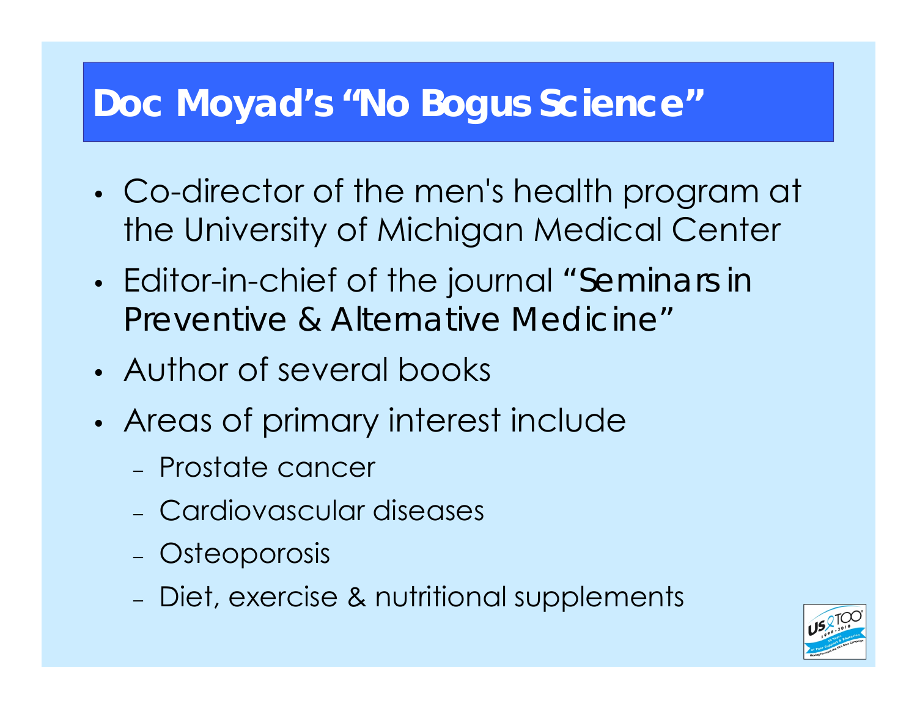# Doc Moyad's "No Bogus Science"

- Co-director of the men's health program at the University of Michigan Medical Center
- Editor-in-chief of the journal "Seminars in Preventive & Alternative Medicine"
- Author of several books
- Areas of primary interest include
  - Prostate cancer
  - Cardiovascular diseases
  - Osteoporosis
  - Diet, exercise & nutritional supplements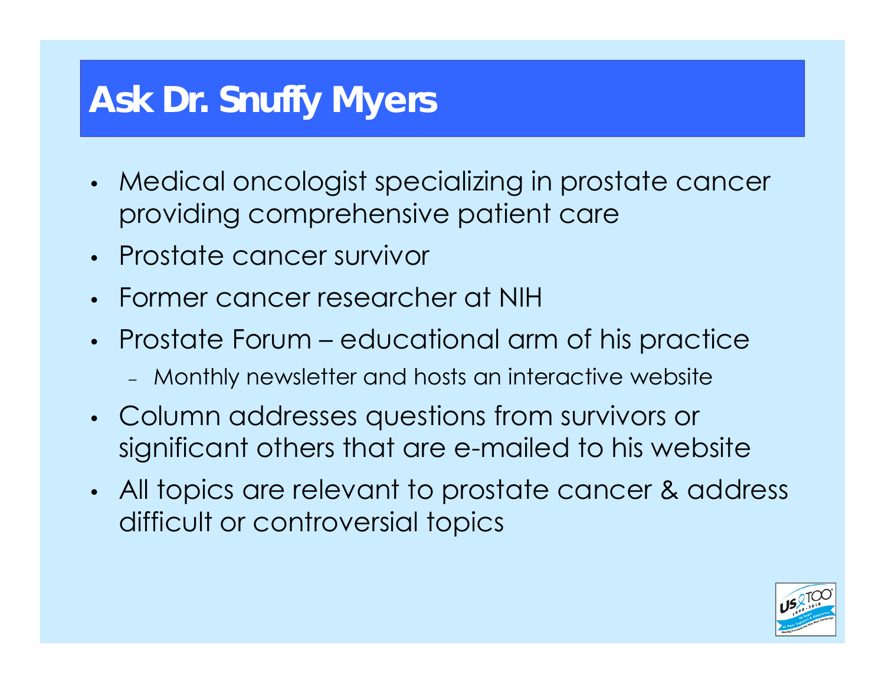# Ask Dr. Snuffy Myers

- Medical oncologist specializing in prostate cancer providing comprehensive patient care
- Prostate cancer survivor
- Former cancer researcher at NIH
- Prostate Forum – educational arm of his practice
  - Monthly newsletter and hosts an interactive website
- Column addresses questions from survivors or significant others that are e-mailed to his website
- All topics are relevant to prostate cancer & address difficult or controversial topics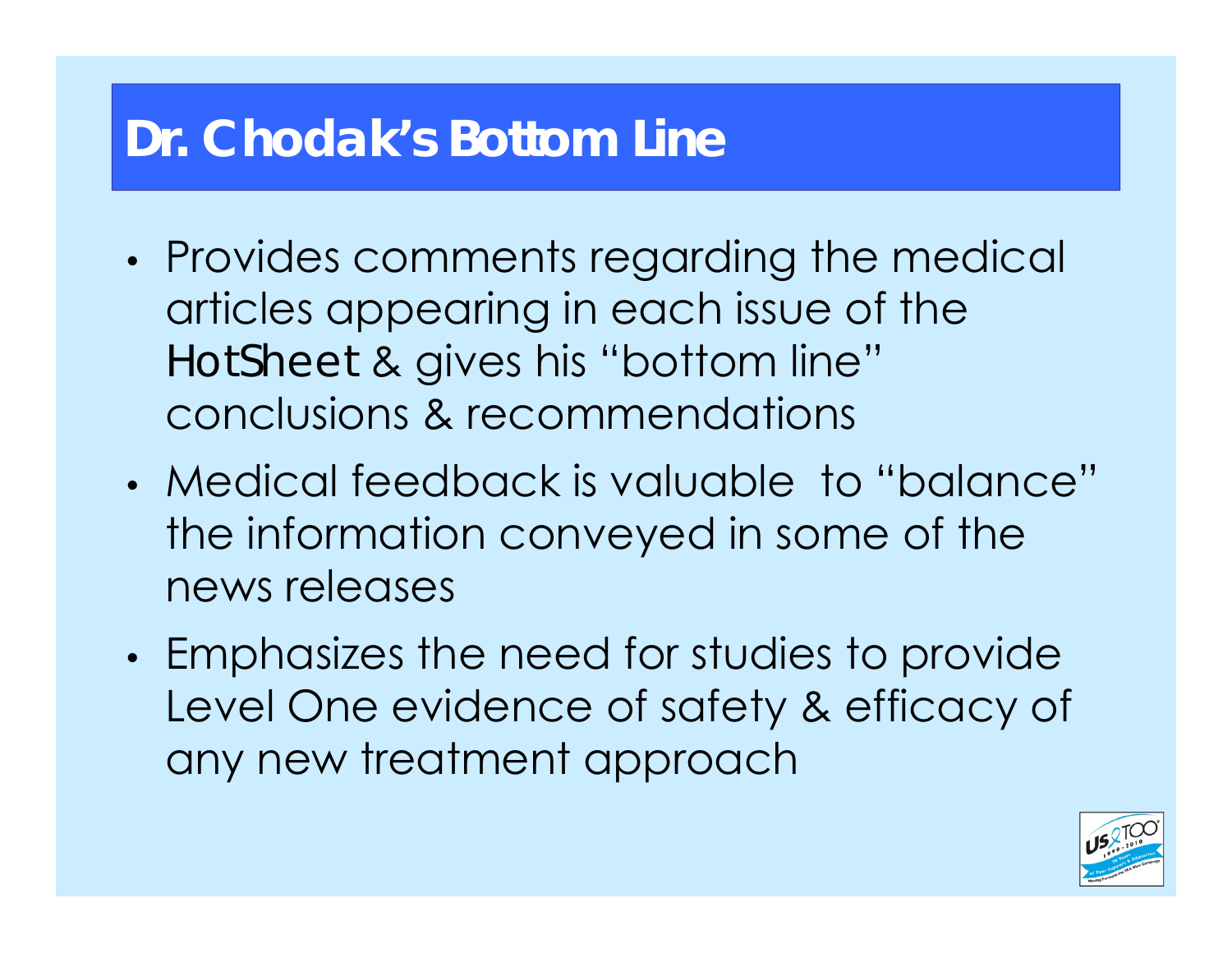# Dr. Chodak's Bottom Line

- Provides comments regarding the medical articles appearing in each issue of the *HotSheet* & gives his "bottom line" conclusions & recommendations
- Medical feedback is valuable to "balance" the information conveyed in some of the news releases
- Emphasizes the need for studies to provide Level One evidence of safety & efficacy of any new treatment approach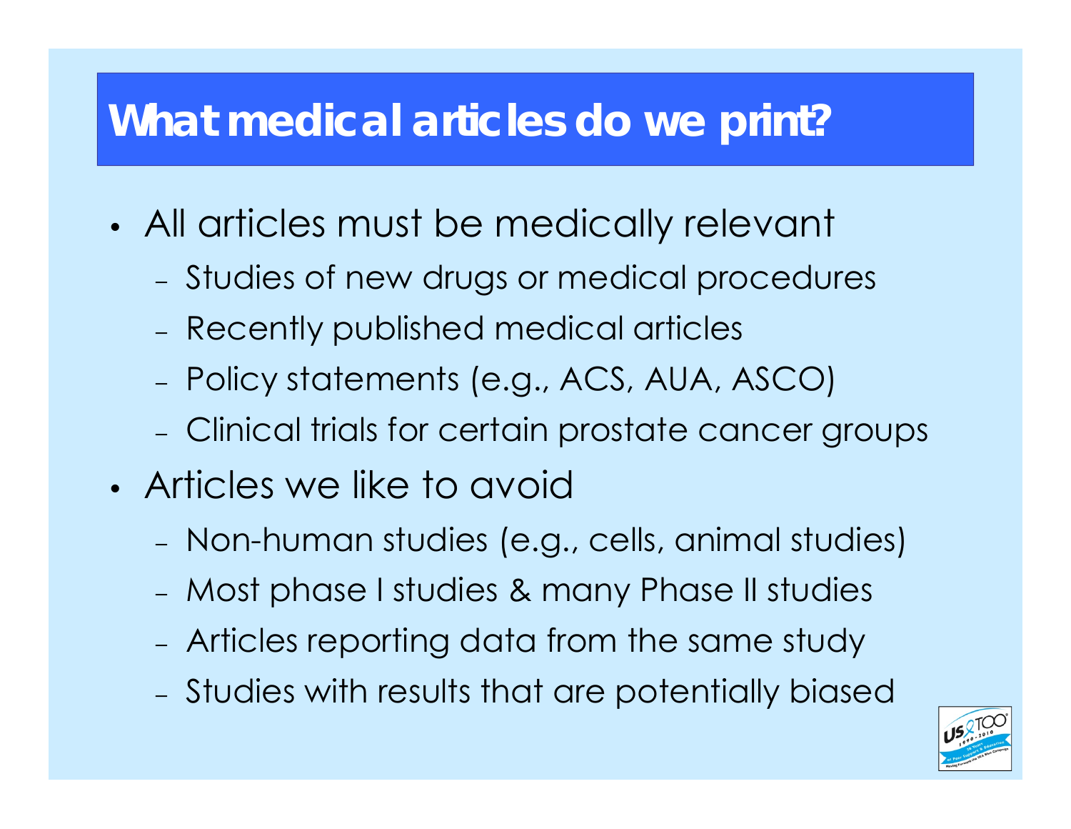# What medical articles do we print?

- All articles must be medically relevant
  - Studies of new drugs or medical procedures
  - Recently published medical articles
  - Policy statements (e.g., ACS, AUA, ASCO)
  - Clinical trials for certain prostate cancer groups
- Articles we like to avoid
  - Non-human studies (e.g., cells, animal studies)
  - Most phase I studies & many Phase II studies
  - Articles reporting data from the same study
  - Studies with results that are potentially biased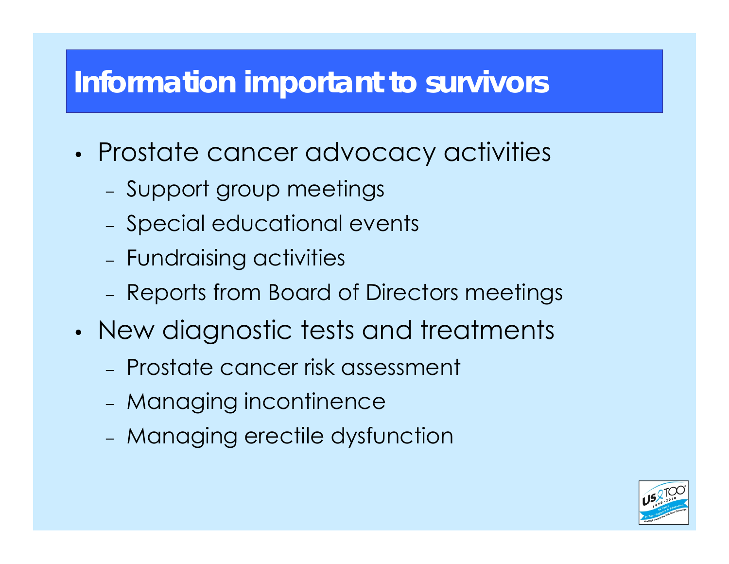# Information important to survivors

- Prostate cancer advocacy activities
  - Support group meetings
  - Special educational events
  - Fundraising activities
  - Reports from Board of Directors meetings
- New diagnostic tests and treatments
  - Prostate cancer risk assessment
  - Managing incontinence
  - Managing erectile dysfunction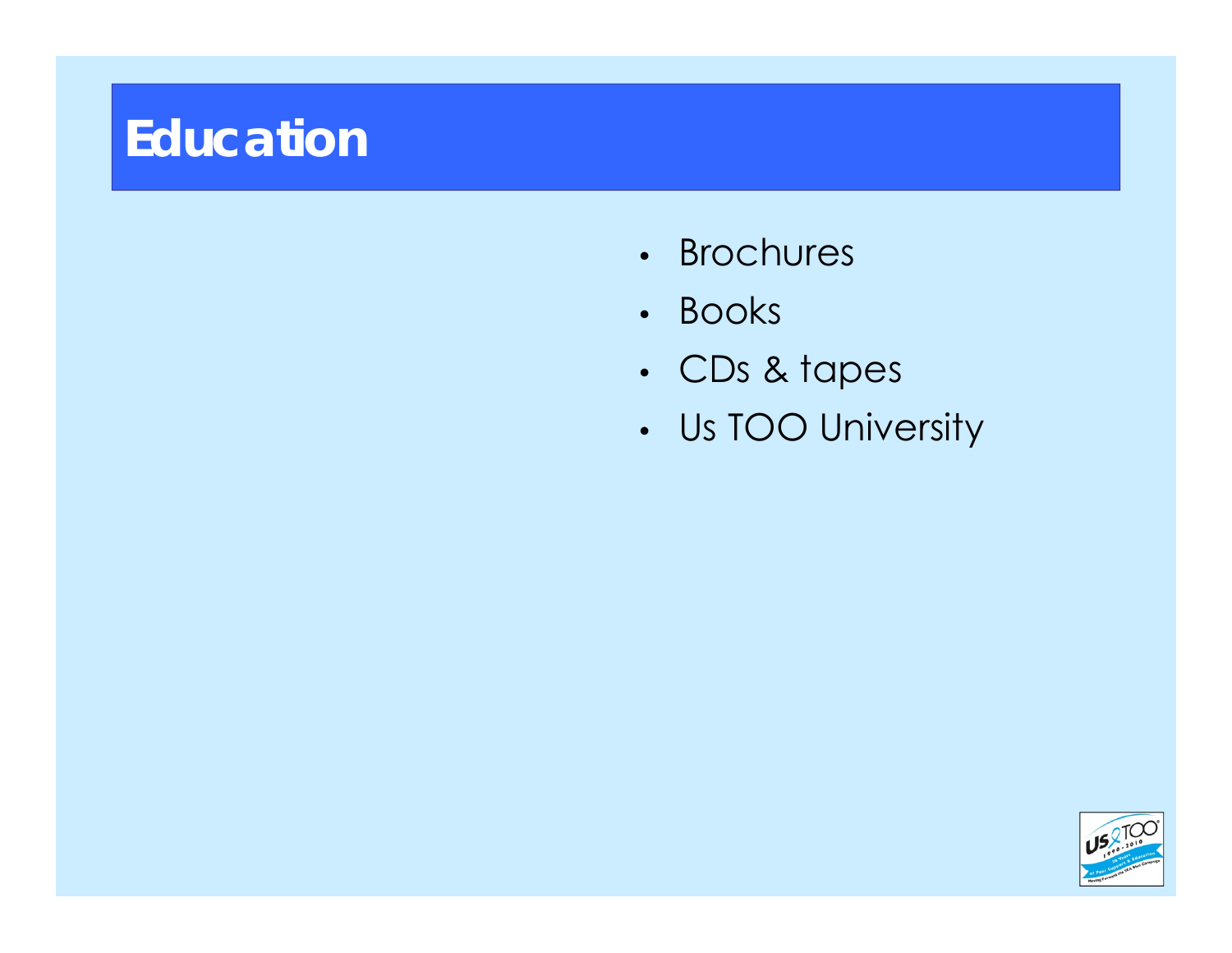# Education

- Brochures
- Books
- CDs & tapes
- Us TOO University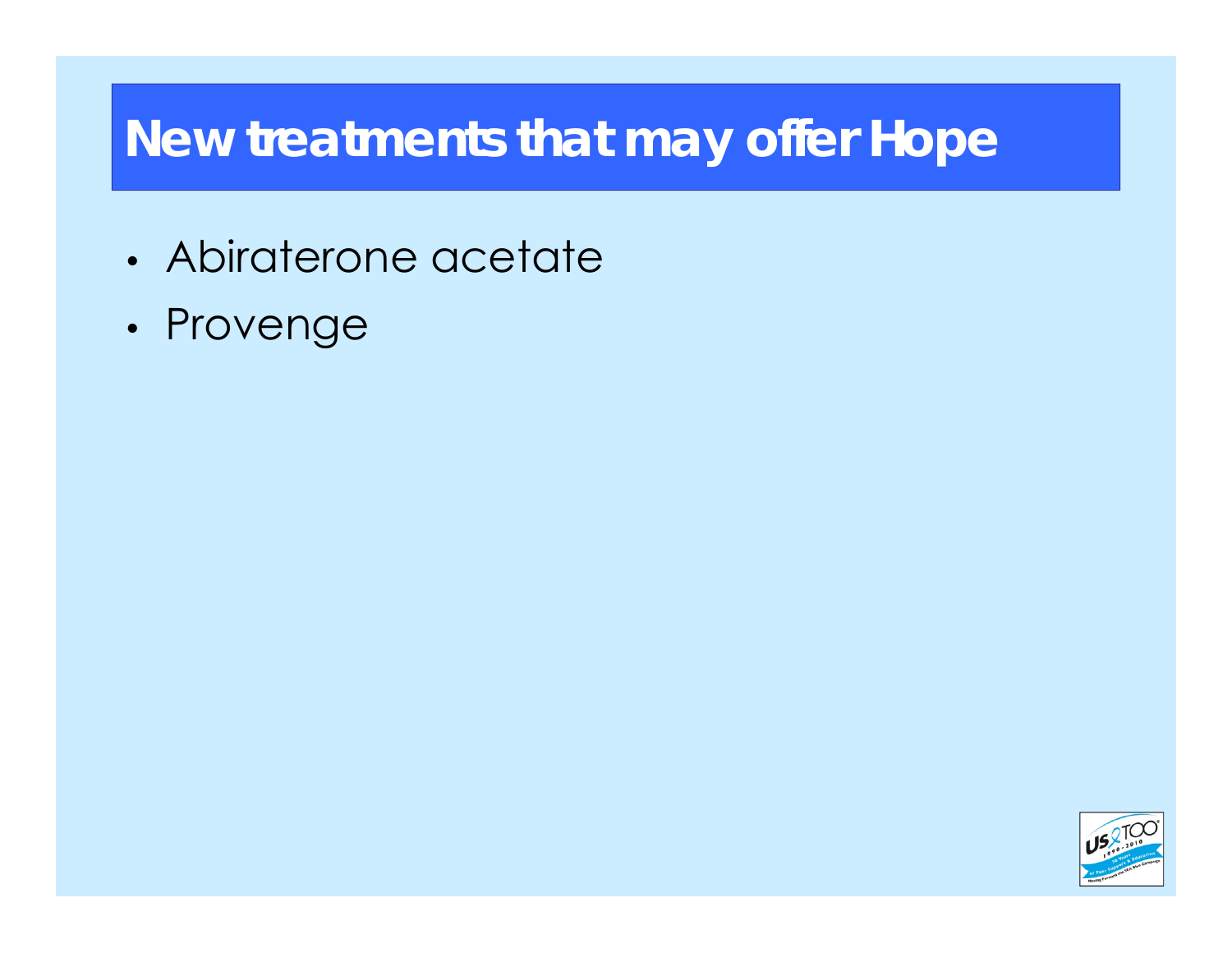# New treatments that may offer Hope

- Abiraterone acetate
- Provenge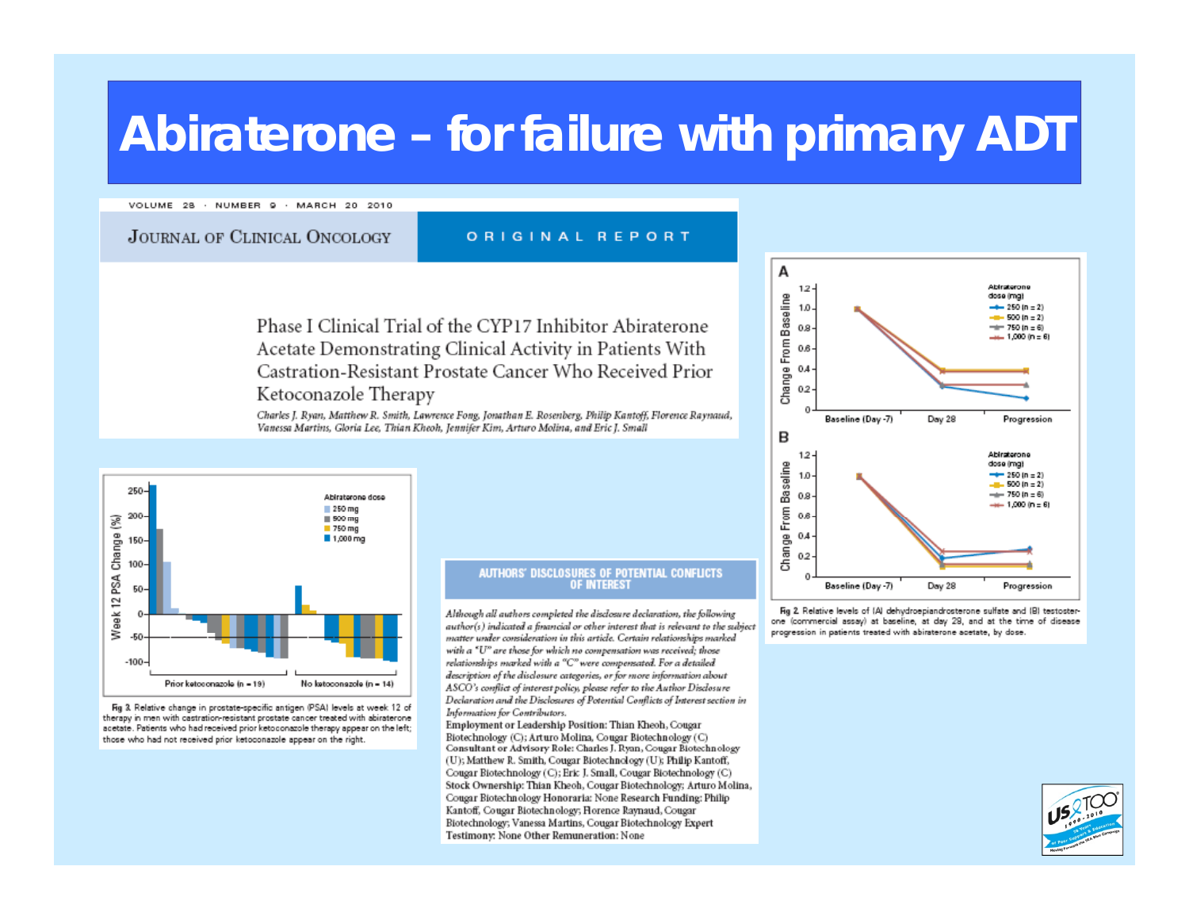# Abiraterone – for failure with primary ADT

VOLUME 28 · NUMBER 9 · MARCH 20 2010

JOURNAL OF CLINICAL ONCOLOGY — ORIGINAL REPORT

## Phase I Clinical Trial of the CYP17 Inhibitor Abiraterone Acetate Demonstrating Clinical Activity in Patients With Castration-Resistant Prostate Cancer Who Received Prior Ketoconazole Therapy

*Charles J. Ryan, Matthew R. Smith, Lawrence Fong, Jonathan E. Rosenberg, Philip Kantoff, Florence Raynaud, Vanessa Martins, Gloria Lee, Thian Kheoh, Jennifer Kim, Arturo Molina, and Eric J. Small*

Fig 3. Relative change in prostate-specific antigen (PSA) levels at week 12 of therapy in men with castration-resistant prostate cancer treated with abiraterone acetate. Patients who had received prior ketoconazole therapy appear on the left; those who had not received prior ketoconazole appear on the right.

Fig 2. Relative levels of (A) dehydroepiandrosterone sulfate and (B) testosterone (commercial assay) at baseline, at day 28, and at the time of disease progression in patients treated with abiraterone acetate, by dose.

### AUTHORS' DISCLOSURES OF POTENTIAL CONFLICTS OF INTEREST

*Although all authors completed the disclosure declaration, the following author(s) indicated a financial or other interest that is relevant to the subject matter under consideration in this article. Certain relationships marked with a "U" are those for which no compensation was received; those relationships marked with a "C" were compensated. For a detailed description of the disclosure categories, or for more information about ASCO's conflict of interest policy, please refer to the Author Disclosure Declaration and the Disclosures of Potential Conflicts of Interest section in Information for Contributors.*

**Employment or Leadership Position:** Thian Kheoh, Cougar Biotechnology (C); Arturo Molina, Cougar Biotechnology (C) **Consultant or Advisory Role:** Charles J. Ryan, Cougar Biotechnology (U); Matthew R. Smith, Cougar Biotechnology (U); Philip Kantoff, Cougar Biotechnology (C); Eric J. Small, Cougar Biotechnology (C) **Stock Ownership:** Thian Kheoh, Cougar Biotechnology; Arturo Molina, Cougar Biotechnology **Honoraria:** None **Research Funding:** Philip Kantoff, Cougar Biotechnology; Florence Raynaud, Cougar Biotechnology; Vanessa Martins, Cougar Biotechnology **Expert Testimony:** None **Other Remuneration:** None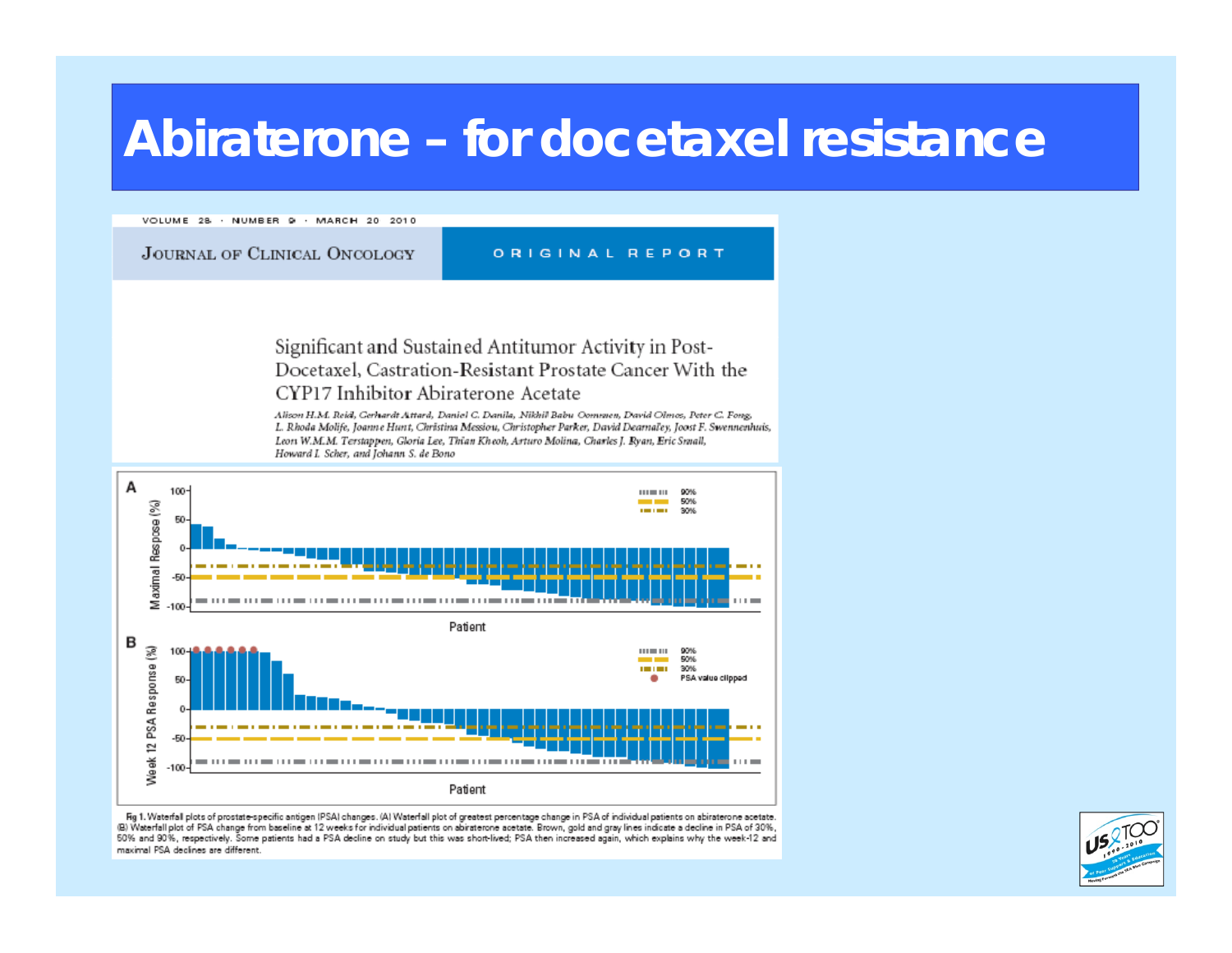# Abiraterone – for docetaxel resistance

VOLUME 28 · NUMBER 9 · MARCH 20 2010

JOURNAL OF CLINICAL ONCOLOGY

ORIGINAL REPORT

## Significant and Sustained Antitumor Activity in Post-Docetaxel, Castration-Resistant Prostate Cancer With the CYP17 Inhibitor Abiraterone Acetate

*Alison H.M. Reid, Gerhardt Attard, Daniel C. Danila, Nikhil Babu Oommen, David Olmos, Peter C. Fong, L. Rhoda Molife, Joanne Hunt, Christina Messiou, Christopher Parker, David Dearnaley, Joost F. Swennenhuis, Leon W.M.M. Terstappen, Gloria Lee, Thian Kheoh, Arturo Molina, Charles J. Ryan, Eric Small, Howard I. Scher, and Johann S. de Bono*

A

Maximal Response (%)

100

50

0

-50

-100

Patient

90%
50%
30%

B

Week 12 PSA Response (%)

100

50

0

-50

-100

Patient

90%
50%
30%
PSA value clipped

Fig 1. Waterfall plots of prostate-specific antigen (PSA) changes. (A) Waterfall plot of greatest percentage change in PSA of individual patients on abiraterone acetate. (B) Waterfall plot of PSA change from baseline at 12 weeks for individual patients on abiraterone acetate. Brown, gold and gray lines indicate a decline in PSA of 30%, 50% and 90%, respectively. Some patients had a PSA decline on study but this was short-lived; PSA then increased again, which explains why the week-12 and maximal PSA declines are different.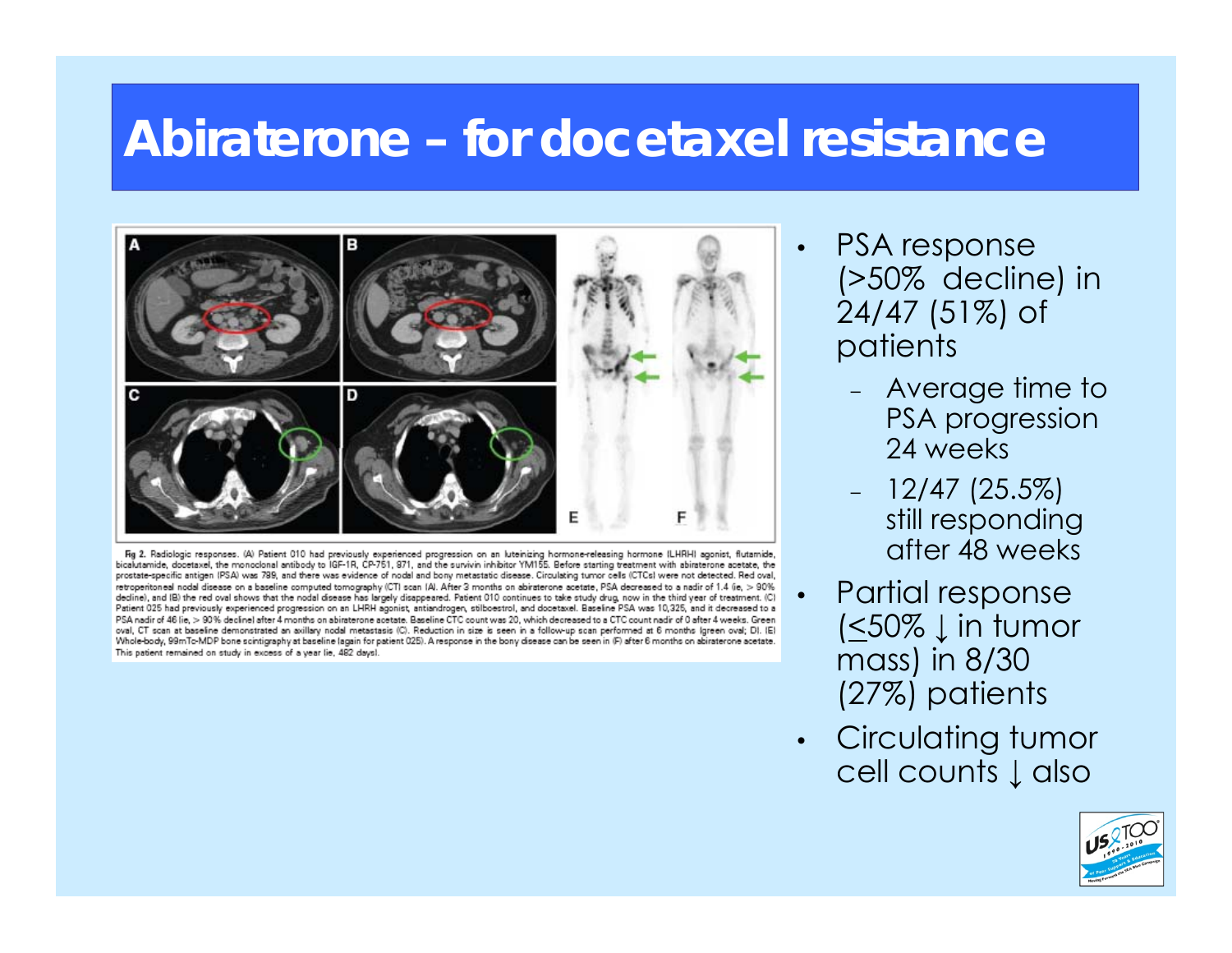# Abiraterone – for docetaxel resistance

Fig 2. Radiologic responses. (A) Patient 010 had previously experienced progression on an luteinizing hormone-releasing hormone (LHRH) agonist, flutamide, bicalutamide, docetaxel, the monoclonal antibody to IGF-1R, CP-751, 871, and the survivin inhibitor YM155. Before starting treatment with abiraterone acetate, the prostate-specific antigen (PSA) was 789, and there was evidence of nodal and bony metastatic disease. Circulating tumor cells (CTCs) were not detected. Red oval, retroperitoneal nodal disease on a baseline computed tomography (CT) scan (A). After 3 months on abiraterone acetate, PSA decreased to a nadir of 1.4 (ie, > 90% decline), and (B) the red oval shows that the nodal disease has largely disappeared. Patient 010 continues to take study drug, now in the third year of treatment. (C) Patient 025 had previously experienced progression on an LHRH agonist, antiandrogen, stilboestrol, and docetaxel. Baseline PSA was 10,325, and it decreased to a PSA nadir of 46 (ie, > 90% decline) after 4 months on abiraterone acetate. Baseline CTC count was 20, which decreased to a CTC count nadir of 0 after 4 weeks. Green oval, CT scan at baseline demonstrated an axillary nodal metastasis (C). Reduction in size is seen in a follow-up scan performed at 6 months (green oval; D). (E) Whole-body, 99mTc-MDP bone scintigraphy at baseline (again for patient 025). A response in the bony disease can be seen in (F) after 6 months on abiraterone acetate. This patient remained on study in excess of a year (ie, 482 days).

- PSA response (>50% decline) in 24/47 (51%) of patients
  - Average time to PSA progression 24 weeks
  - 12/47 (25.5%) still responding after 48 weeks
- Partial response (≤50% ↓ in tumor mass) in 8/30 (27%) patients
- Circulating tumor cell counts ↓ also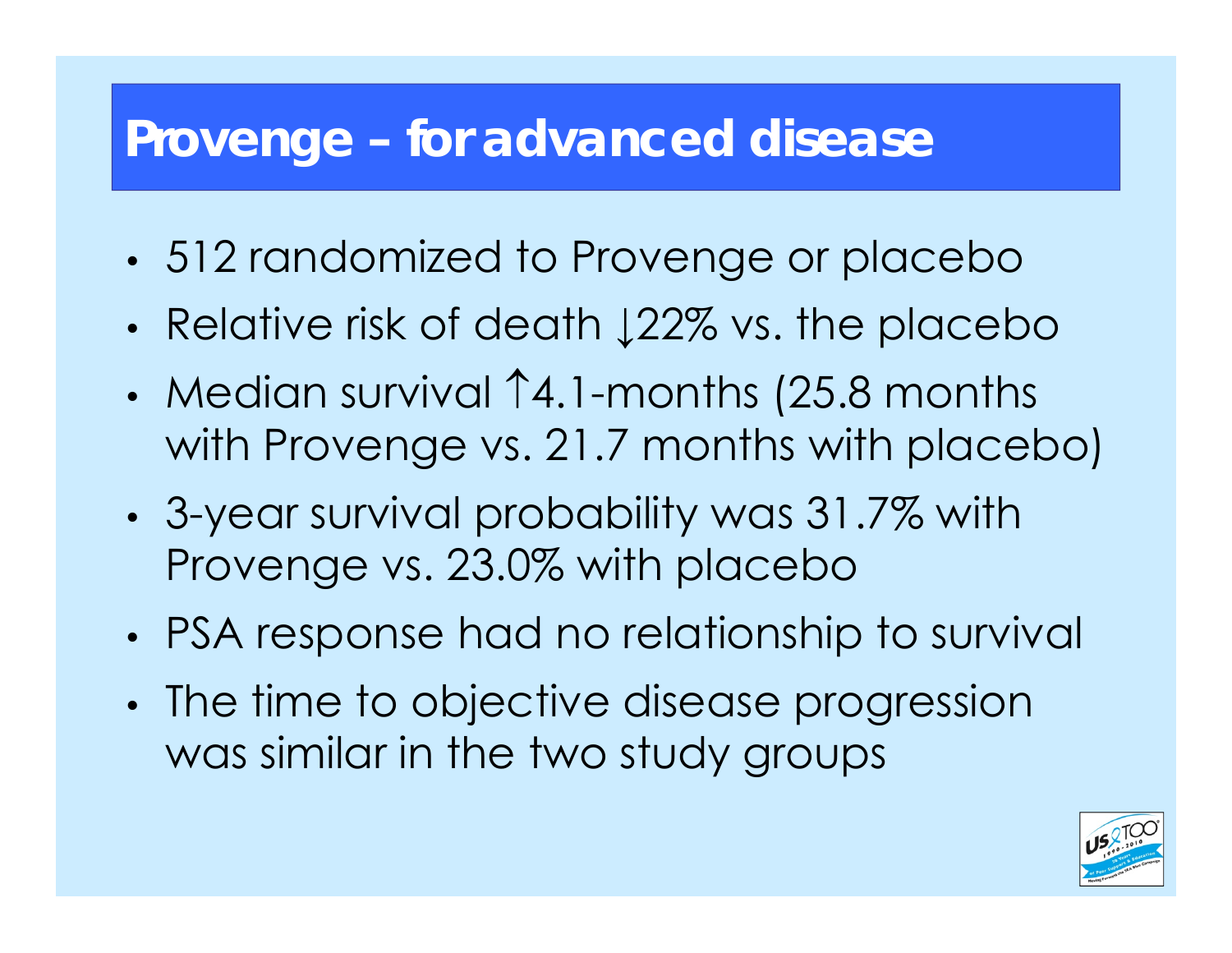# Provenge – for advanced disease

- 512 randomized to Provenge or placebo
- Relative risk of death ↓22% vs. the placebo
- Median survival ↑4.1-months (25.8 months with Provenge vs. 21.7 months with placebo)
- 3-year survival probability was 31.7% with Provenge vs. 23.0% with placebo
- PSA response had no relationship to survival
- The time to objective disease progression was similar in the two study groups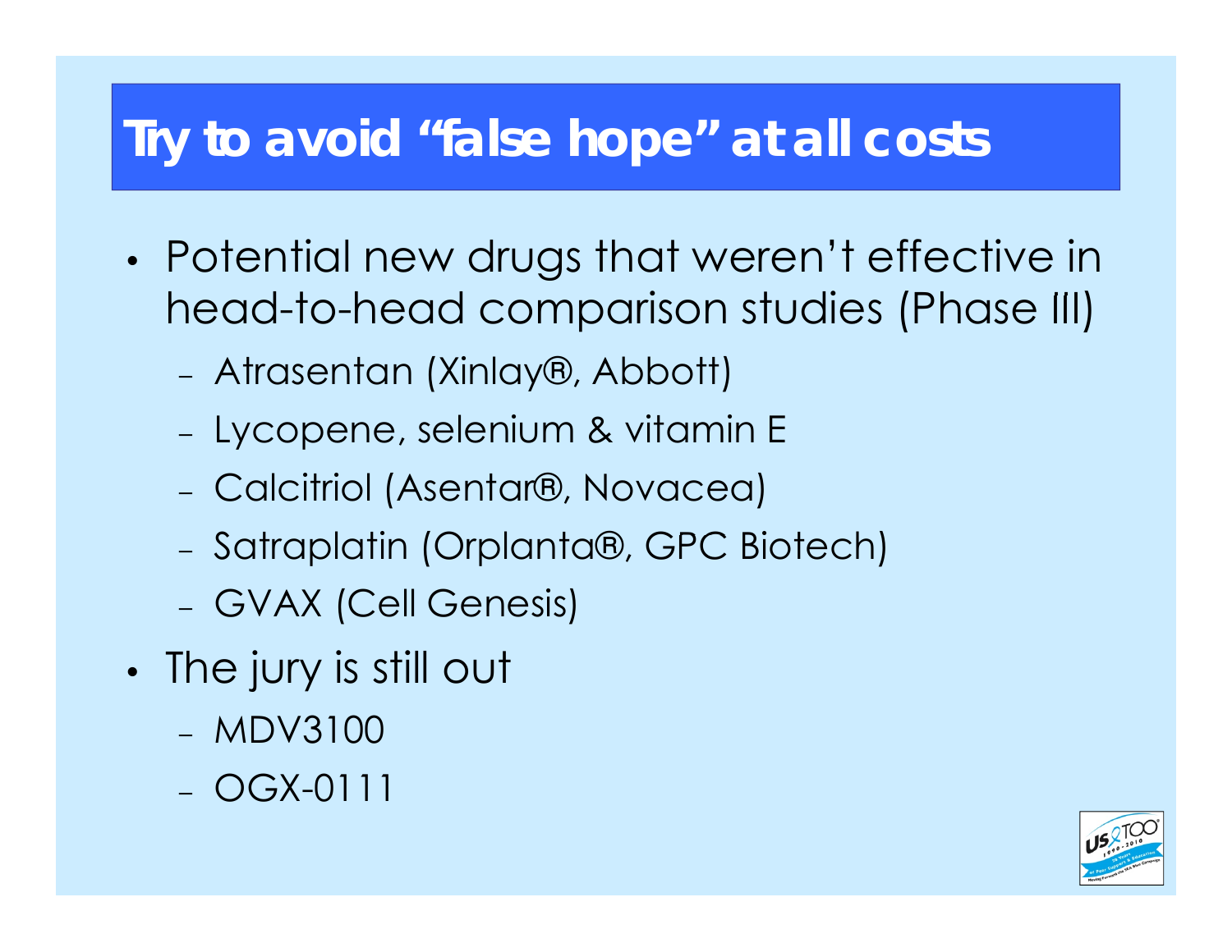# Try to avoid "false hope" at all costs

- Potential new drugs that weren't effective in head-to-head comparison studies (Phase III)
  - Atrasentan (Xinlay®, Abbott)
  - Lycopene, selenium & vitamin E
  - Calcitriol (Asentar®, Novacea)
  - Satraplatin (Orplanta®, GPC Biotech)
  - GVAX (Cell Genesis)
- The jury is still out
  - MDV3100
  - OGX-0111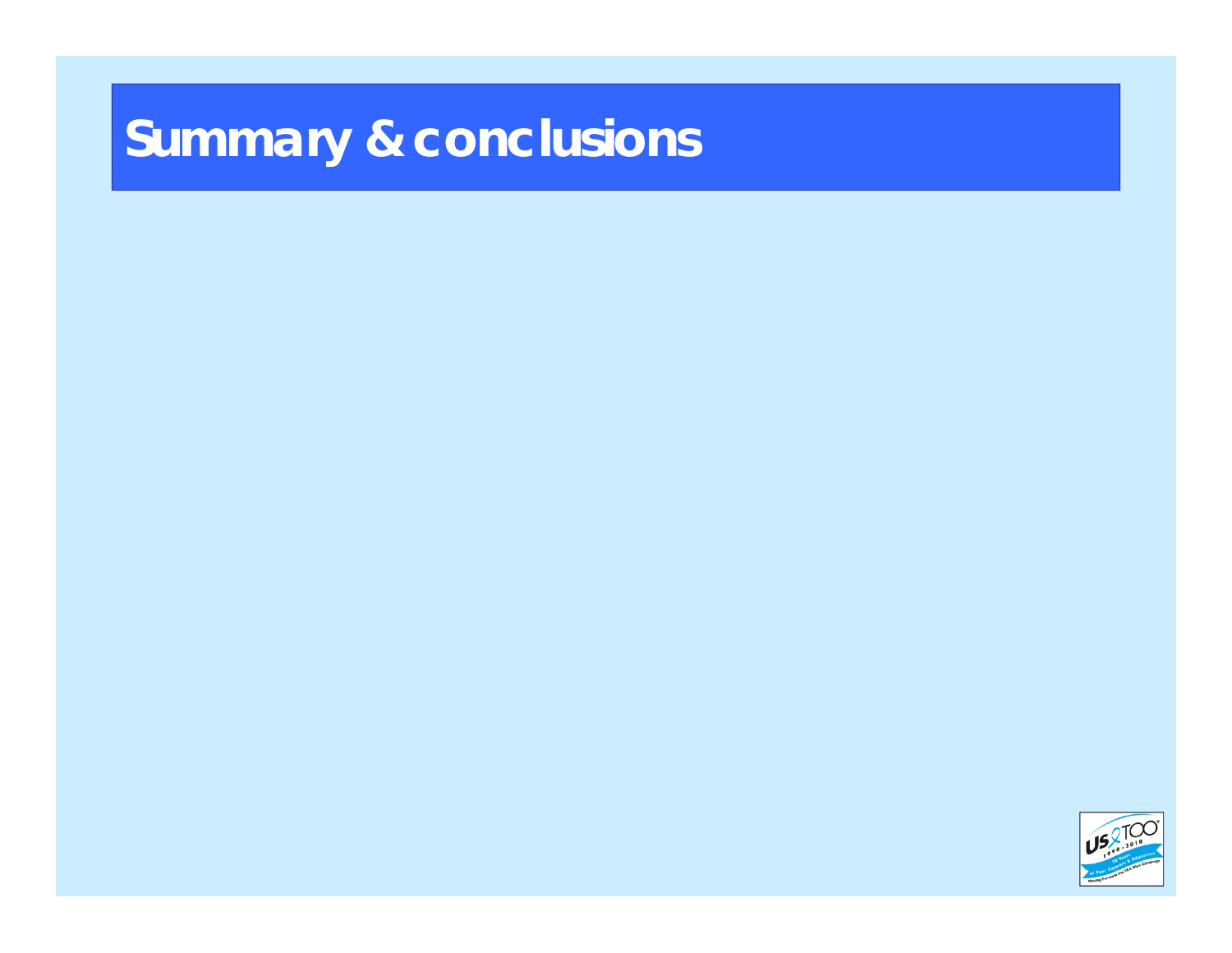# Summary & conclusions